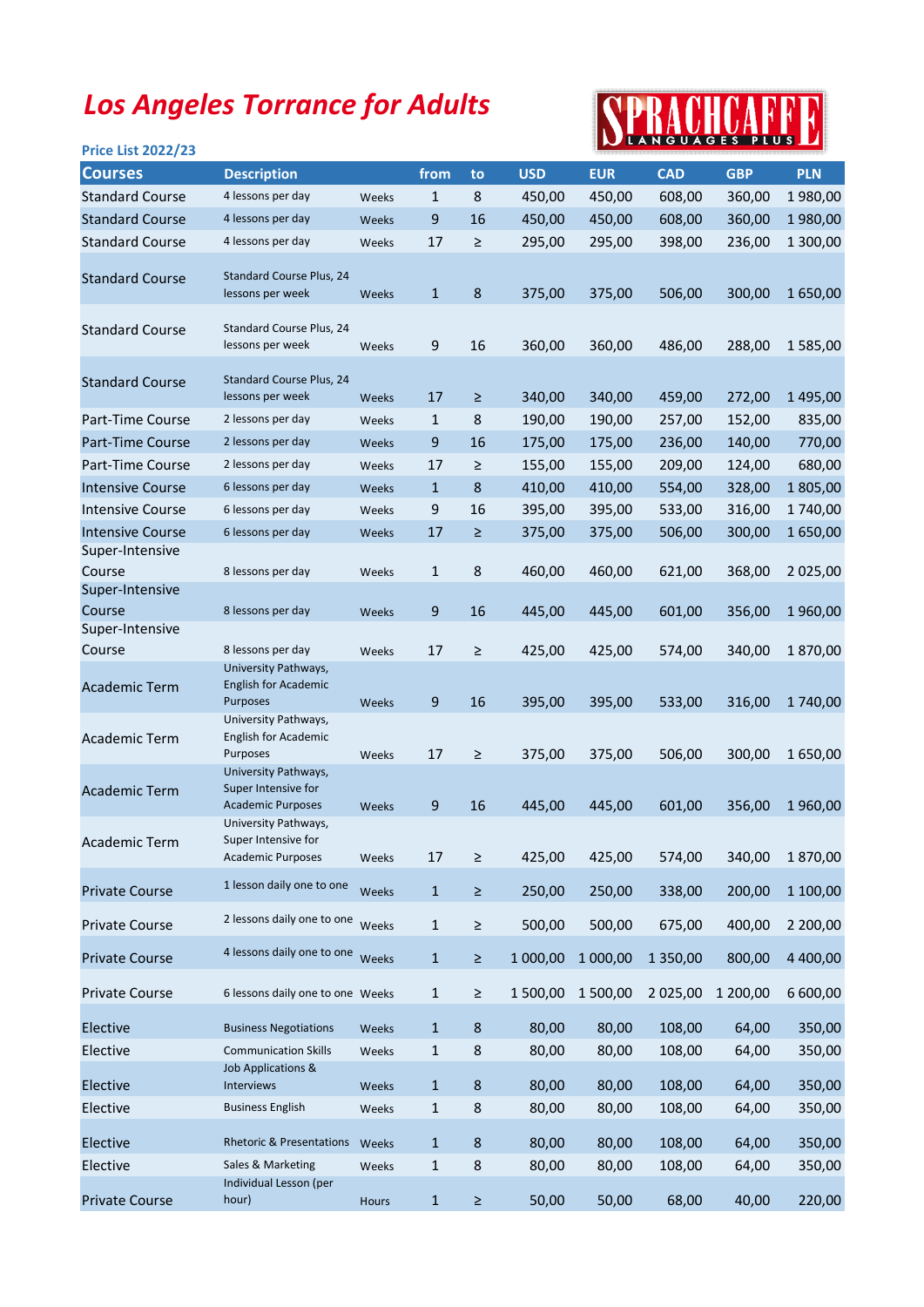# Los Angeles Torrance for Adults

SPRACHCAFFE LANGUAGES PLUS

Price List 2022/23

| Courses | Description | | from | to | USD | EUR | CAD | GBP | PLN |
|---|---|---|---|---|---|---|---|---|---|
| Standard Course | 4 lessons per day | Weeks | 1 | 8 | 450,00 | 450,00 | 608,00 | 360,00 | 1 980,00 |
| Standard Course | 4 lessons per day | Weeks | 9 | 16 | 450,00 | 450,00 | 608,00 | 360,00 | 1 980,00 |
| Standard Course | 4 lessons per day | Weeks | 17 | ≥ | 295,00 | 295,00 | 398,00 | 236,00 | 1 300,00 |
| Standard Course | Standard Course Plus, 24 lessons per week | Weeks | 1 | 8 | 375,00 | 375,00 | 506,00 | 300,00 | 1 650,00 |
| Standard Course | Standard Course Plus, 24 lessons per week | Weeks | 9 | 16 | 360,00 | 360,00 | 486,00 | 288,00 | 1 585,00 |
| Standard Course | Standard Course Plus, 24 lessons per week | Weeks | 17 | ≥ | 340,00 | 340,00 | 459,00 | 272,00 | 1 495,00 |
| Part-Time Course | 2 lessons per day | Weeks | 1 | 8 | 190,00 | 190,00 | 257,00 | 152,00 | 835,00 |
| Part-Time Course | 2 lessons per day | Weeks | 9 | 16 | 175,00 | 175,00 | 236,00 | 140,00 | 770,00 |
| Part-Time Course | 2 lessons per day | Weeks | 17 | ≥ | 155,00 | 155,00 | 209,00 | 124,00 | 680,00 |
| Intensive Course | 6 lessons per day | Weeks | 1 | 8 | 410,00 | 410,00 | 554,00 | 328,00 | 1 805,00 |
| Intensive Course | 6 lessons per day | Weeks | 9 | 16 | 395,00 | 395,00 | 533,00 | 316,00 | 1 740,00 |
| Intensive Course | 6 lessons per day | Weeks | 17 | ≥ | 375,00 | 375,00 | 506,00 | 300,00 | 1 650,00 |
| Super-Intensive Course | 8 lessons per day | Weeks | 1 | 8 | 460,00 | 460,00 | 621,00 | 368,00 | 2 025,00 |
| Super-Intensive Course | 8 lessons per day | Weeks | 9 | 16 | 445,00 | 445,00 | 601,00 | 356,00 | 1 960,00 |
| Super-Intensive Course | 8 lessons per day | Weeks | 17 | ≥ | 425,00 | 425,00 | 574,00 | 340,00 | 1 870,00 |
| Academic Term | University Pathways, English for Academic Purposes | Weeks | 9 | 16 | 395,00 | 395,00 | 533,00 | 316,00 | 1 740,00 |
| Academic Term | University Pathways, English for Academic Purposes | Weeks | 17 | ≥ | 375,00 | 375,00 | 506,00 | 300,00 | 1 650,00 |
| Academic Term | University Pathways, Super Intensive for Academic Purposes | Weeks | 9 | 16 | 445,00 | 445,00 | 601,00 | 356,00 | 1 960,00 |
| Academic Term | University Pathways, Super Intensive for Academic Purposes | Weeks | 17 | ≥ | 425,00 | 425,00 | 574,00 | 340,00 | 1 870,00 |
| Private Course | 1 lesson daily one to one | Weeks | 1 | ≥ | 250,00 | 250,00 | 338,00 | 200,00 | 1 100,00 |
| Private Course | 2 lessons daily one to one | Weeks | 1 | ≥ | 500,00 | 500,00 | 675,00 | 400,00 | 2 200,00 |
| Private Course | 4 lessons daily one to one | Weeks | 1 | ≥ | 1 000,00 | 1 000,00 | 1 350,00 | 800,00 | 4 400,00 |
| Private Course | 6 lessons daily one to one | Weeks | 1 | ≥ | 1 500,00 | 1 500,00 | 2 025,00 | 1 200,00 | 6 600,00 |
| Elective | Business Negotiations | Weeks | 1 | 8 | 80,00 | 80,00 | 108,00 | 64,00 | 350,00 |
| Elective | Communication Skills | Weeks | 1 | 8 | 80,00 | 80,00 | 108,00 | 64,00 | 350,00 |
| Elective | Job Applications & Interviews | Weeks | 1 | 8 | 80,00 | 80,00 | 108,00 | 64,00 | 350,00 |
| Elective | Business English | Weeks | 1 | 8 | 80,00 | 80,00 | 108,00 | 64,00 | 350,00 |
| Elective | Rhetoric & Presentations | Weeks | 1 | 8 | 80,00 | 80,00 | 108,00 | 64,00 | 350,00 |
| Elective | Sales & Marketing | Weeks | 1 | 8 | 80,00 | 80,00 | 108,00 | 64,00 | 350,00 |
| Private Course | Individual Lesson (per hour) | Hours | 1 | ≥ | 50,00 | 50,00 | 68,00 | 40,00 | 220,00 |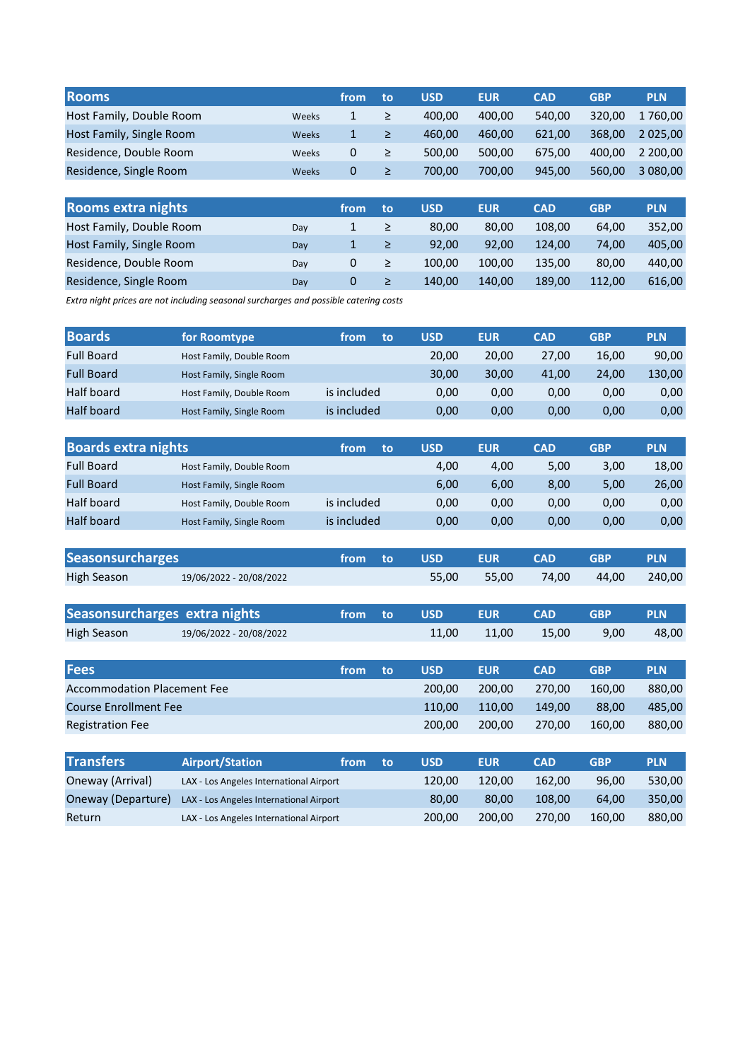| Rooms | | from | to | USD | EUR | CAD | GBP | PLN |
|---|---|---|---|---|---|---|---|---|
| Host Family, Double Room | Weeks | 1 | ≥ | 400,00 | 400,00 | 540,00 | 320,00 | 1 760,00 |
| Host Family, Single Room | Weeks | 1 | ≥ | 460,00 | 460,00 | 621,00 | 368,00 | 2 025,00 |
| Residence, Double Room | Weeks | 0 | ≥ | 500,00 | 500,00 | 675,00 | 400,00 | 2 200,00 |
| Residence, Single Room | Weeks | 0 | ≥ | 700,00 | 700,00 | 945,00 | 560,00 | 3 080,00 |

| Rooms extra nights | | from | to | USD | EUR | CAD | GBP | PLN |
|---|---|---|---|---|---|---|---|---|
| Host Family, Double Room | Day | 1 | ≥ | 80,00 | 80,00 | 108,00 | 64,00 | 352,00 |
| Host Family, Single Room | Day | 1 | ≥ | 92,00 | 92,00 | 124,00 | 74,00 | 405,00 |
| Residence, Double Room | Day | 0 | ≥ | 100,00 | 100,00 | 135,00 | 80,00 | 440,00 |
| Residence, Single Room | Day | 0 | ≥ | 140,00 | 140,00 | 189,00 | 112,00 | 616,00 |

*Extra night prices are not including seasonal surcharges and possible catering costs*

| Boards | for Roomtype | from | to | USD | EUR | CAD | GBP | PLN |
|---|---|---|---|---|---|---|---|---|
| Full Board | Host Family, Double Room | | | 20,00 | 20,00 | 27,00 | 16,00 | 90,00 |
| Full Board | Host Family, Single Room | | | 30,00 | 30,00 | 41,00 | 24,00 | 130,00 |
| Half board | Host Family, Double Room | is included | | 0,00 | 0,00 | 0,00 | 0,00 | 0,00 |
| Half board | Host Family, Single Room | is included | | 0,00 | 0,00 | 0,00 | 0,00 | 0,00 |

| Boards extra nights | | from | to | USD | EUR | CAD | GBP | PLN |
|---|---|---|---|---|---|---|---|---|
| Full Board | Host Family, Double Room | | | 4,00 | 4,00 | 5,00 | 3,00 | 18,00 |
| Full Board | Host Family, Single Room | | | 6,00 | 6,00 | 8,00 | 5,00 | 26,00 |
| Half board | Host Family, Double Room | is included | | 0,00 | 0,00 | 0,00 | 0,00 | 0,00 |
| Half board | Host Family, Single Room | is included | | 0,00 | 0,00 | 0,00 | 0,00 | 0,00 |

| Seasonsurcharges | | from | to | USD | EUR | CAD | GBP | PLN |
|---|---|---|---|---|---|---|---|---|
| High Season | 19/06/2022 - 20/08/2022 | | | 55,00 | 55,00 | 74,00 | 44,00 | 240,00 |

| Seasonsurcharges extra nights | | from | to | USD | EUR | CAD | GBP | PLN |
|---|---|---|---|---|---|---|---|---|
| High Season | 19/06/2022 - 20/08/2022 | | | 11,00 | 11,00 | 15,00 | 9,00 | 48,00 |

| Fees | from | to | USD | EUR | CAD | GBP | PLN |
|---|---|---|---|---|---|---|---|
| Accommodation Placement Fee | | | 200,00 | 200,00 | 270,00 | 160,00 | 880,00 |
| Course Enrollment Fee | | | 110,00 | 110,00 | 149,00 | 88,00 | 485,00 |
| Registration Fee | | | 200,00 | 200,00 | 270,00 | 160,00 | 880,00 |

| Transfers | Airport/Station | from | to | USD | EUR | CAD | GBP | PLN |
|---|---|---|---|---|---|---|---|---|
| Oneway (Arrival) | LAX - Los Angeles International Airport | | | 120,00 | 120,00 | 162,00 | 96,00 | 530,00 |
| Oneway (Departure) | LAX - Los Angeles International Airport | | | 80,00 | 80,00 | 108,00 | 64,00 | 350,00 |
| Return | LAX - Los Angeles International Airport | | | 200,00 | 200,00 | 270,00 | 160,00 | 880,00 |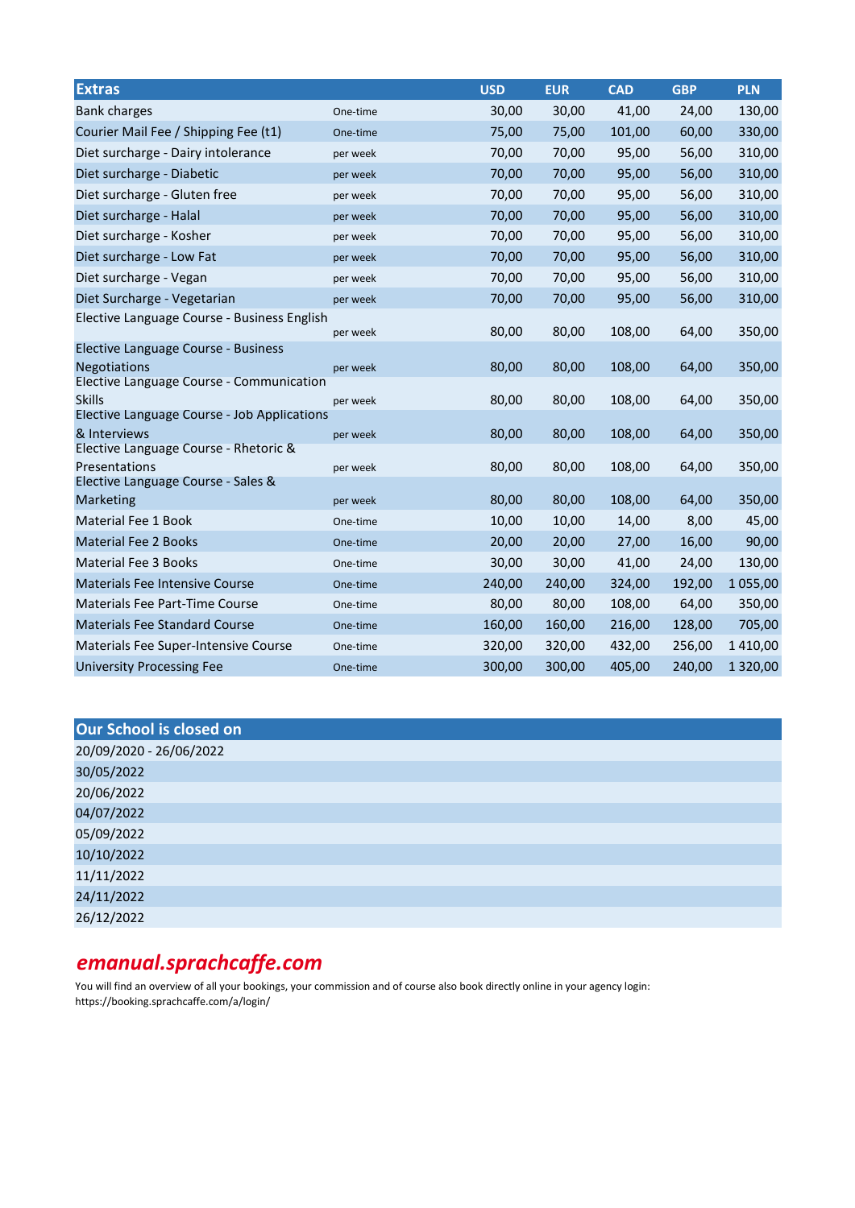| Extras | | USD | EUR | CAD | GBP | PLN |
|---|---|---|---|---|---|---|
| Bank charges | One-time | 30,00 | 30,00 | 41,00 | 24,00 | 130,00 |
| Courier Mail Fee / Shipping Fee (t1) | One-time | 75,00 | 75,00 | 101,00 | 60,00 | 330,00 |
| Diet surcharge - Dairy intolerance | per week | 70,00 | 70,00 | 95,00 | 56,00 | 310,00 |
| Diet surcharge - Diabetic | per week | 70,00 | 70,00 | 95,00 | 56,00 | 310,00 |
| Diet surcharge - Gluten free | per week | 70,00 | 70,00 | 95,00 | 56,00 | 310,00 |
| Diet surcharge - Halal | per week | 70,00 | 70,00 | 95,00 | 56,00 | 310,00 |
| Diet surcharge - Kosher | per week | 70,00 | 70,00 | 95,00 | 56,00 | 310,00 |
| Diet surcharge - Low Fat | per week | 70,00 | 70,00 | 95,00 | 56,00 | 310,00 |
| Diet surcharge - Vegan | per week | 70,00 | 70,00 | 95,00 | 56,00 | 310,00 |
| Diet Surcharge - Vegetarian | per week | 70,00 | 70,00 | 95,00 | 56,00 | 310,00 |
| Elective Language Course - Business English | per week | 80,00 | 80,00 | 108,00 | 64,00 | 350,00 |
| Elective Language Course - Business Negotiations | per week | 80,00 | 80,00 | 108,00 | 64,00 | 350,00 |
| Elective Language Course - Communication Skills | per week | 80,00 | 80,00 | 108,00 | 64,00 | 350,00 |
| Elective Language Course - Job Applications & Interviews | per week | 80,00 | 80,00 | 108,00 | 64,00 | 350,00 |
| Elective Language Course - Rhetoric & Presentations | per week | 80,00 | 80,00 | 108,00 | 64,00 | 350,00 |
| Elective Language Course - Sales & Marketing | per week | 80,00 | 80,00 | 108,00 | 64,00 | 350,00 |
| Material Fee 1 Book | One-time | 10,00 | 10,00 | 14,00 | 8,00 | 45,00 |
| Material Fee 2 Books | One-time | 20,00 | 20,00 | 27,00 | 16,00 | 90,00 |
| Material Fee 3 Books | One-time | 30,00 | 30,00 | 41,00 | 24,00 | 130,00 |
| Materials Fee Intensive Course | One-time | 240,00 | 240,00 | 324,00 | 192,00 | 1 055,00 |
| Materials Fee Part-Time Course | One-time | 80,00 | 80,00 | 108,00 | 64,00 | 350,00 |
| Materials Fee Standard Course | One-time | 160,00 | 160,00 | 216,00 | 128,00 | 705,00 |
| Materials Fee Super-Intensive Course | One-time | 320,00 | 320,00 | 432,00 | 256,00 | 1 410,00 |
| University Processing Fee | One-time | 300,00 | 300,00 | 405,00 | 240,00 | 1 320,00 |

| Our School is closed on |
|---|
| 20/09/2020 - 26/06/2022 |
| 30/05/2022 |
| 20/06/2022 |
| 04/07/2022 |
| 05/09/2022 |
| 10/10/2022 |
| 11/11/2022 |
| 24/11/2022 |
| 26/12/2022 |

## *emanual.sprachcaffe.com*

You will find an overview of all your bookings, your commission and of course also book directly online in your agency login: https://booking.sprachcaffe.com/a/login/